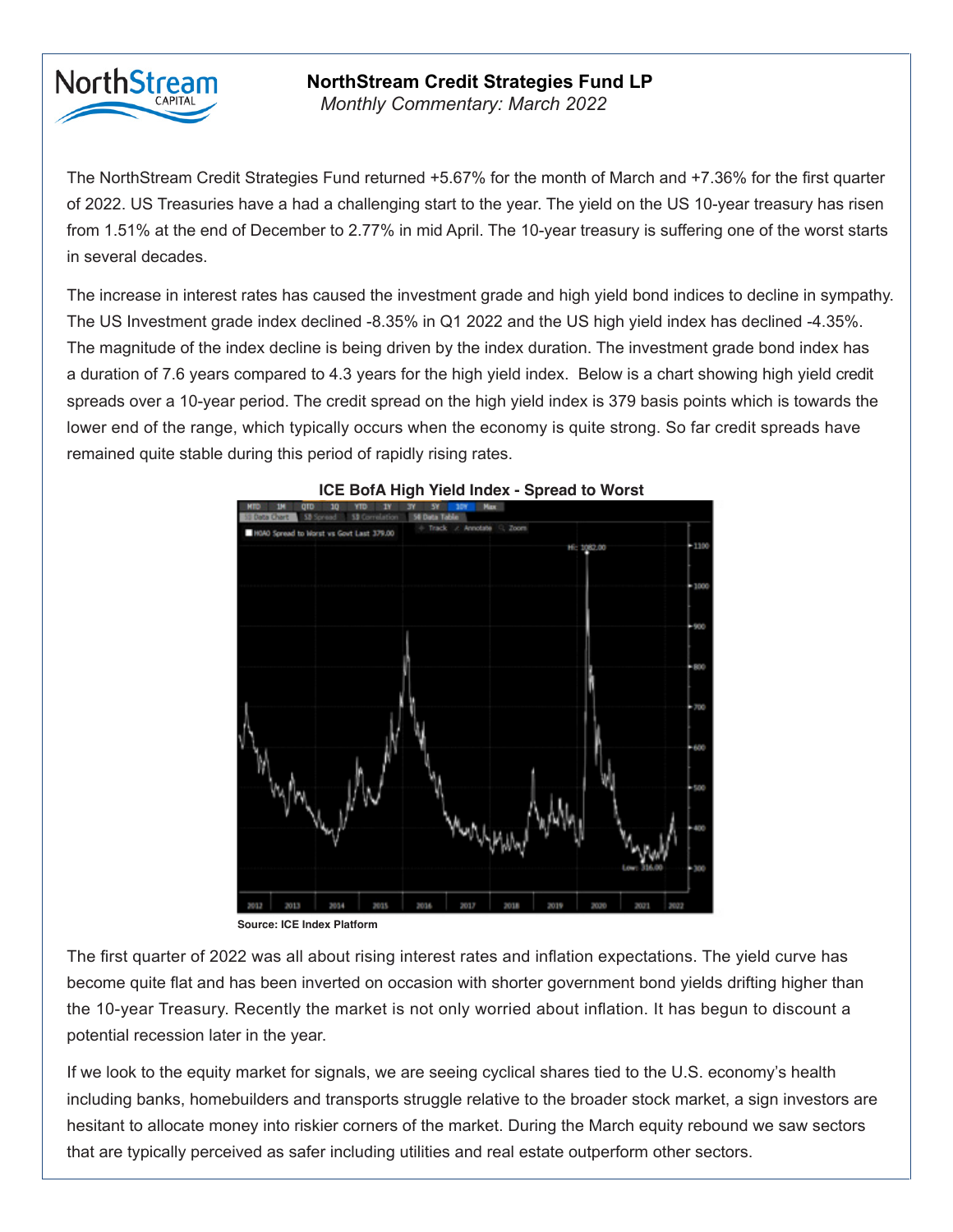# NorthStream Credit Strategies Fund LP

*Monthly Commentary: March 2022*

The NorthStream Credit Strategies Fund returned +5.67% for the month of March and +7.36% for the first quarter of 2022. US Treasuries have a had a challenging start to the year. The yield on the US 10-year treasury has risen from 1.51% at the end of December to 2.77% in mid April. The 10-year treasury is suffering one of the worst starts in several decades.

The increase in interest rates has caused the investment grade and high yield bond indices to decline in sympathy. The US Investment grade index declined -8.35% in Q1 2022 and the US high yield index has declined -4.35%. The magnitude of the index decline is being driven by the index duration. The investment grade bond index has a duration of 7.6 years compared to 4.3 years for the high yield index. Below is a chart showing high yield credit spreads over a 10-year period. The credit spread on the high yield index is 379 basis points which is towards the lower end of the range, which typically occurs when the economy is quite strong. So far credit spreads have remained quite stable during this period of rapidly rising rates.

**ICE BofA High Yield Index - Spread to Worst**

**Source: ICE Index Platform**

The first quarter of 2022 was all about rising interest rates and inflation expectations. The yield curve has become quite flat and has been inverted on occasion with shorter government bond yields drifting higher than the 10-year Treasury. Recently the market is not only worried about inflation. It has begun to discount a potential recession later in the year.

If we look to the equity market for signals, we are seeing cyclical shares tied to the U.S. economy's health including banks, homebuilders and transports struggle relative to the broader stock market, a sign investors are hesitant to allocate money into riskier corners of the market. During the March equity rebound we saw sectors that are typically perceived as safer including utilities and real estate outperform other sectors.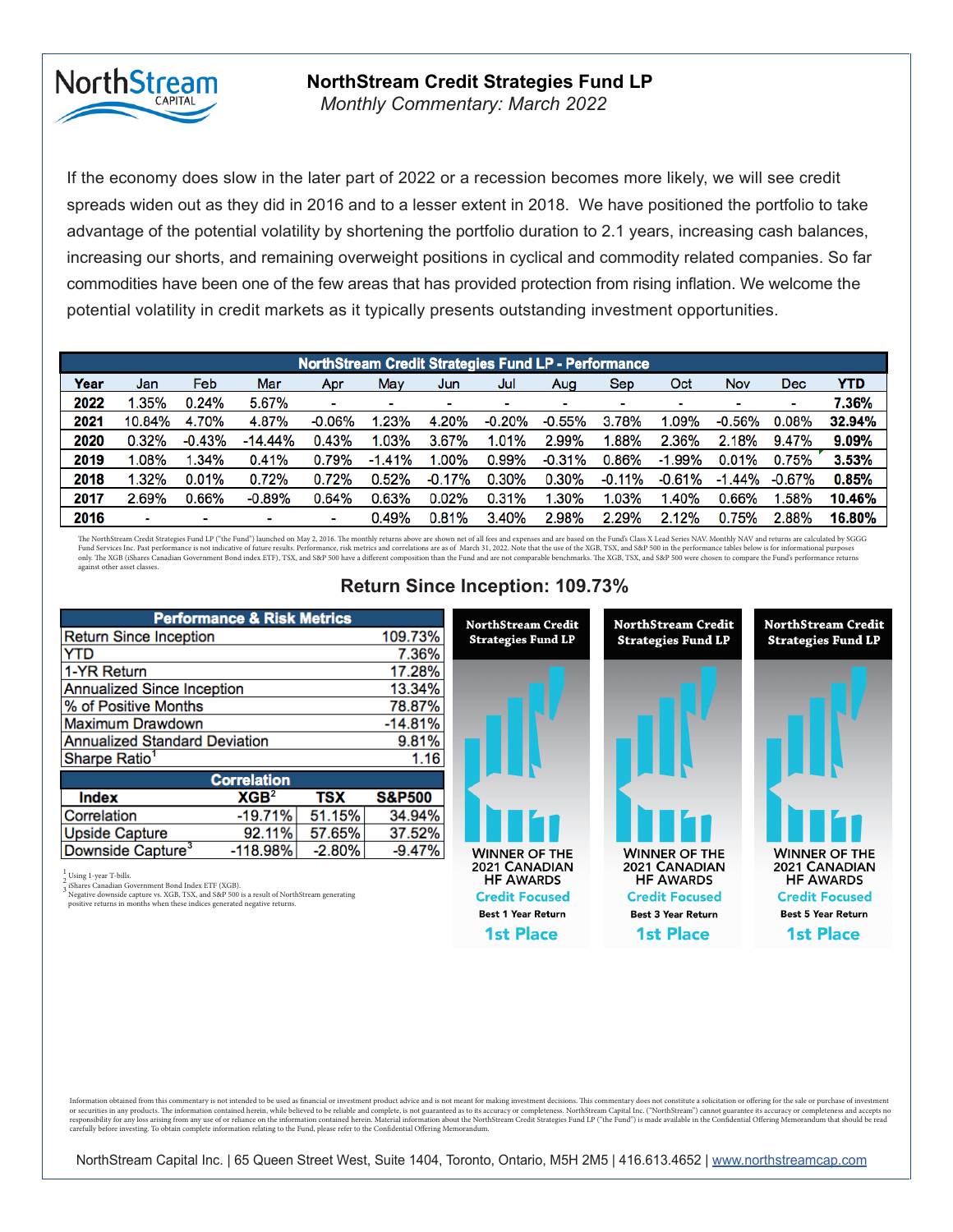# NorthStream Credit Strategies Fund LP

*Monthly Commentary: March 2022*

If the economy does slow in the later part of 2022 or a recession becomes more likely, we will see credit spreads widen out as they did in 2016 and to a lesser extent in 2018. We have positioned the portfolio to take advantage of the potential volatility by shortening the portfolio duration to 2.1 years, increasing cash balances, increasing our shorts, and remaining overweight positions in cyclical and commodity related companies. So far commodities have been one of the few areas that has provided protection from rising inflation. We welcome the potential volatility in credit markets as it typically presents outstanding investment opportunities.

**NorthStream Credit Strategies Fund LP - Performance**

| Year | Jan | Feb | Mar | Apr | May | Jun | Jul | Aug | Sep | Oct | Nov | Dec | YTD |
|---|---|---|---|---|---|---|---|---|---|---|---|---|---|
| **2022** | 1.35% | 0.24% | 5.67% | - | - | - | - | - | - | - | - | - | **7.36%** |
| **2021** | 10.84% | 4.70% | 4.87% | -0.06% | 1.23% | 4.20% | -0.20% | -0.55% | 3.78% | 1.09% | -0.56% | 0.08% | **32.94%** |
| **2020** | 0.32% | -0.43% | -14.44% | 0.43% | 1.03% | 3.67% | 1.01% | 2.99% | 1.88% | 2.36% | 2.18% | 9.47% | **9.09%** |
| **2019** | 1.08% | 1.34% | 0.41% | 0.79% | -1.41% | 1.00% | 0.99% | -0.31% | 0.86% | -1.99% | 0.01% | 0.75% | **3.53%** |
| **2018** | 1.32% | 0.01% | 0.72% | 0.72% | 0.52% | -0.17% | 0.30% | 0.30% | -0.11% | -0.61% | -1.44% | -0.67% | **0.85%** |
| **2017** | 2.69% | 0.66% | -0.89% | 0.64% | 0.63% | 0.02% | 0.31% | 1.30% | 1.03% | 1.40% | 0.66% | 1.58% | **10.46%** |
| **2016** | - | - | - | - | 0.49% | 0.81% | 3.40% | 2.98% | 2.29% | 2.12% | 0.75% | 2.88% | **16.80%** |

The NorthStream Credit Strategies Fund LP ("the Fund") launched on May 2, 2016. The monthly returns above are shown net of all fees and expenses and are based on the Fund's Class X Lead Series NAV. Monthly NAV and returns are calculated by SGGG Fund Services Inc. Past performance is not indicative of future results. Performance, risk metrics and correlations are as of March 31, 2022. Note that the use of the XGB, TSX, and S&P 500 in the performance tables below is for informational purposes only. The XGB (iShares Canadian Government Bond index ETF), TSX, and S&P 500 have a different composition than the Fund and are not comparable benchmarks. The XGB, TSX, and S&P 500 were chosen to compare the Fund's performance returns against other asset classes.

## Return Since Inception: 109.73%

| Performance & Risk Metrics | |
|---|---|
| Return Since Inception | 109.73% |
| YTD | 7.36% |
| 1-YR Return | 17.28% |
| Annualized Since Inception | 13.34% |
| % of Positive Months | 78.87% |
| Maximum Drawdown | -14.81% |
| Annualized Standard Deviation | 9.81% |
| Sharpe Ratio[1] | 1.16 |

| Index | XGB[2] | TSX | S&P500 |
|---|---|---|---|
| Correlation | -19.71% | 51.15% | 34.94% |
| Upside Capture | 92.11% | 57.65% | 37.52% |
| Downside Capture[3] | -118.98% | -2.80% | -9.47% |

[1] Using 1-year T-bills.
[2] iShares Canadian Government Bond Index ETF (XGB).
[3] Negative downside capture vs. XGB, TSX, and S&P 500 is a result of NorthStream generating positive returns in months when these indices generated negative returns.

NorthStream Credit Strategies Fund LP
WINNER OF THE 2021 CANADIAN HF AWARDS
Credit Focused
Best 1 Year Return
1st Place

NorthStream Credit Strategies Fund LP
WINNER OF THE 2021 CANADIAN HF AWARDS
Credit Focused
Best 3 Year Return
1st Place

NorthStream Credit Strategies Fund LP
WINNER OF THE 2021 CANADIAN HF AWARDS
Credit Focused
Best 5 Year Return
1st Place

Information obtained from this commentary is not intended to be used as financial or investment product advice and is not meant for making investment decisions. This commentary does not constitute a solicitation or offering for the sale or purchase of investment or securities in any products. The information contained herein, while believed to be reliable and complete, is not guaranteed as to its accuracy or completeness. NorthStream Capital Inc. ("NorthStream") cannot guarantee its accuracy or completeness and accepts no responsibility for any loss arising from any use of or reliance on the information contained herein. Material information about the NorthStream Credit Strategies Fund LP ("the Fund") is made available in the Confidential Offering Memorandum that should be read carefully before investing. To obtain complete information relating to the Fund, please refer to the Confidential Offering Memorandum.

NorthStream Capital Inc. | 65 Queen Street West, Suite 1404, Toronto, Ontario, M5H 2M5 | 416.613.4652 | www.northstreamcap.com